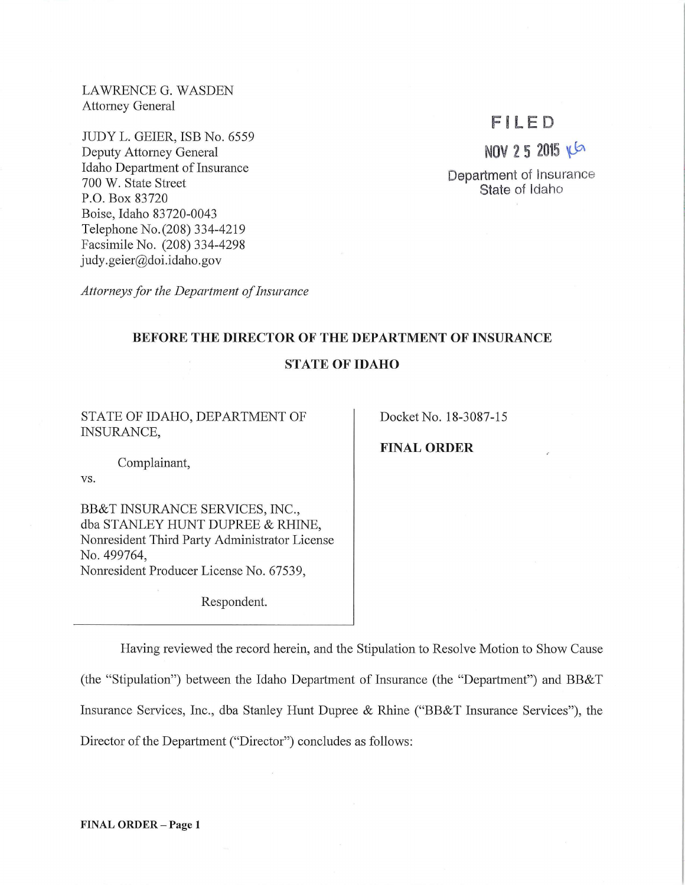LAWRENCE G. WASDEN
Attorney General

JUDY L. GEIER, ISB No. 6559
Deputy Attorney General
Idaho Department of Insurance
700 W. State Street
P.O. Box 83720
Boise, Idaho 83720-0043
Telephone No. (208) 334-4219
Facsimile No. (208) 334-4298
judy.geier@doi.idaho.gov

*Attorneys for the Department of Insurance*

FILED
NOV 25 2015
Department of Insurance
State of Idaho

**BEFORE THE DIRECTOR OF THE DEPARTMENT OF INSURANCE**

**STATE OF IDAHO**

STATE OF IDAHO, DEPARTMENT OF INSURANCE,

Complainant,

vs.

BB&T INSURANCE SERVICES, INC., dba STANLEY HUNT DUPREE & RHINE, Nonresident Third Party Administrator License No. 499764, Nonresident Producer License No. 67539,

Respondent.

Docket No. 18-3087-15

**FINAL ORDER**

Having reviewed the record herein, and the Stipulation to Resolve Motion to Show Cause (the "Stipulation") between the Idaho Department of Insurance (the "Department") and BB&T Insurance Services, Inc., dba Stanley Hunt Dupree & Rhine ("BB&T Insurance Services"), the Director of the Department ("Director") concludes as follows: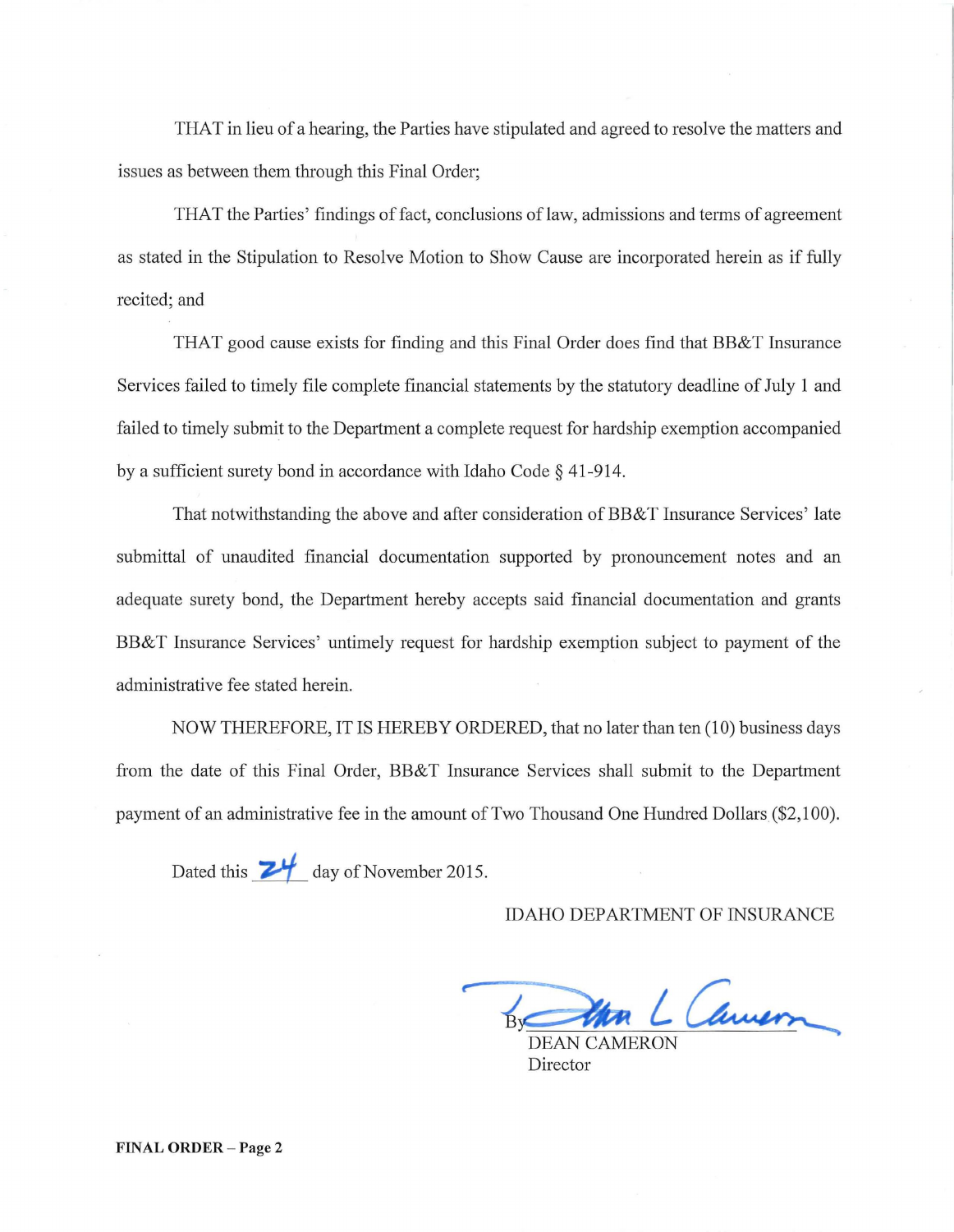THAT in lieu of a hearing, the Parties have stipulated and agreed to resolve the matters and issues as between them through this Final Order;

THAT the Parties' findings of fact, conclusions of law, admissions and terms of agreement as stated in the Stipulation to Resolve Motion to Show Cause are incorporated herein as if fully recited; and

THAT good cause exists for finding and this Final Order does find that BB&T Insurance Services failed to timely file complete financial statements by the statutory deadline of July 1 and failed to timely submit to the Department a complete request for hardship exemption accompanied by a sufficient surety bond in accordance with Idaho Code § 41-914.

That notwithstanding the above and after consideration of BB&T Insurance Services' late submittal of unaudited financial documentation supported by pronouncement notes and an adequate surety bond, the Department hereby accepts said financial documentation and grants BB&T Insurance Services' untimely request for hardship exemption subject to payment of the administrative fee stated herein.

NOW THEREFORE, IT IS HEREBY ORDERED, that no later than ten (10) business days from the date of this Final Order, BB&T Insurance Services shall submit to the Department payment of an administrative fee in the amount of Two Thousand One Hundred Dollars ($2,100).

Dated this 24 day of November 2015.

IDAHO DEPARTMENT OF INSURANCE

By Dean L Cameron
DEAN CAMERON
Director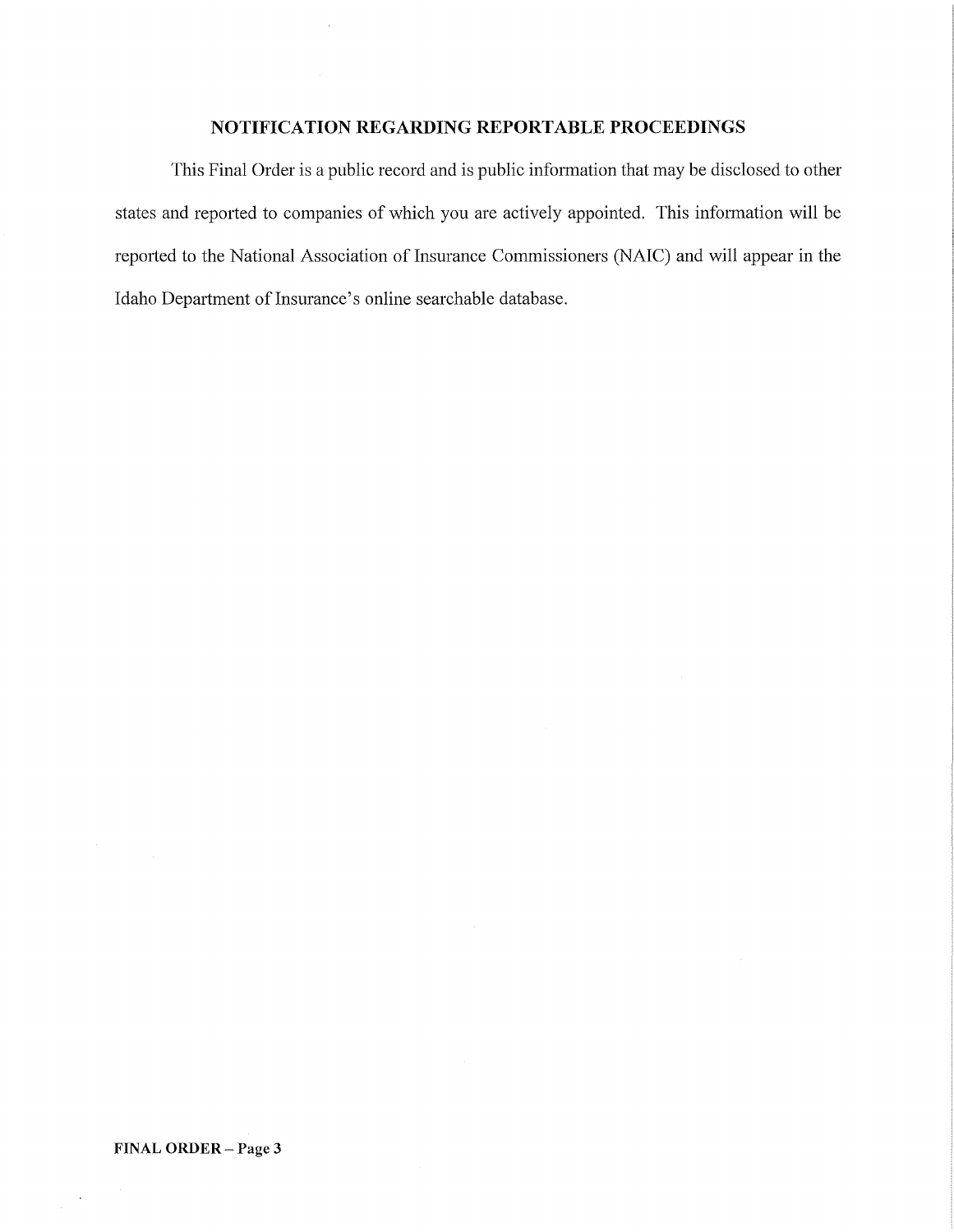## NOTIFICATION REGARDING REPORTABLE PROCEEDINGS

This Final Order is a public record and is public information that may be disclosed to other states and reported to companies of which you are actively appointed. This information will be reported to the National Association of Insurance Commissioners (NAIC) and will appear in the Idaho Department of Insurance's online searchable database.